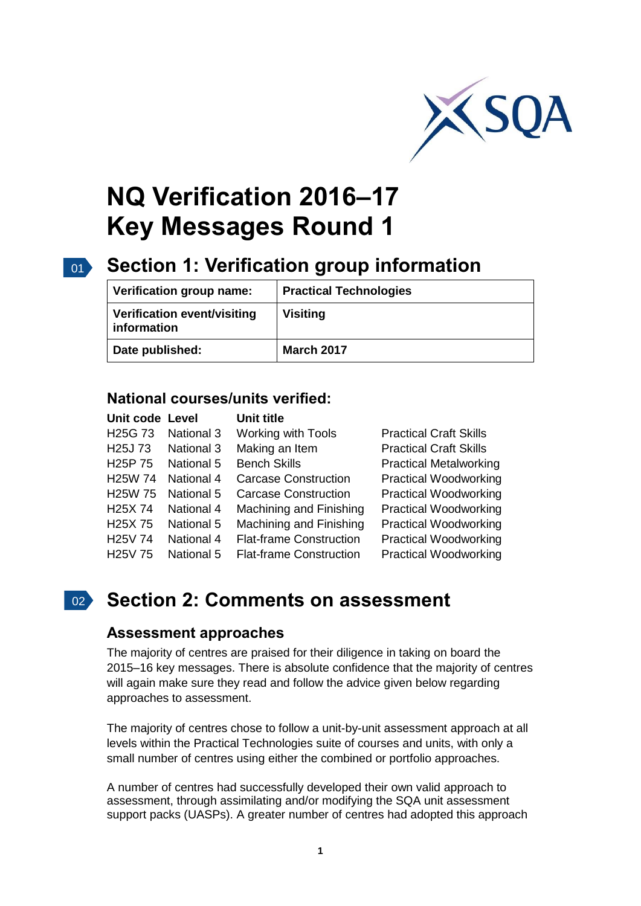# NQ Verification 2016–17
# Key Messages Round 1

## Section 1: Verification group information

| Verification group name: | Practical Technologies |
|---|---|
| Verification event/visiting information | Visiting |
| Date published: | March 2017 |

### National courses/units verified:

| Unit code | Level | Unit title | |
|---|---|---|---|
| H25G 73 | National 3 | Working with Tools | Practical Craft Skills |
| H25J 73 | National 3 | Making an Item | Practical Craft Skills |
| H25P 75 | National 5 | Bench Skills | Practical Metalworking |
| H25W 74 | National 4 | Carcase Construction | Practical Woodworking |
| H25W 75 | National 5 | Carcase Construction | Practical Woodworking |
| H25X 74 | National 4 | Machining and Finishing | Practical Woodworking |
| H25X 75 | National 5 | Machining and Finishing | Practical Woodworking |
| H25V 74 | National 4 | Flat-frame Construction | Practical Woodworking |
| H25V 75 | National 5 | Flat-frame Construction | Practical Woodworking |

## Section 2: Comments on assessment

### Assessment approaches

The majority of centres are praised for their diligence in taking on board the 2015–16 key messages. There is absolute confidence that the majority of centres will again make sure they read and follow the advice given below regarding approaches to assessment.

The majority of centres chose to follow a unit-by-unit assessment approach at all levels within the Practical Technologies suite of courses and units, with only a small number of centres using either the combined or portfolio approaches.

A number of centres had successfully developed their own valid approach to assessment, through assimilating and/or modifying the SQA unit assessment support packs (UASPs). A greater number of centres had adopted this approach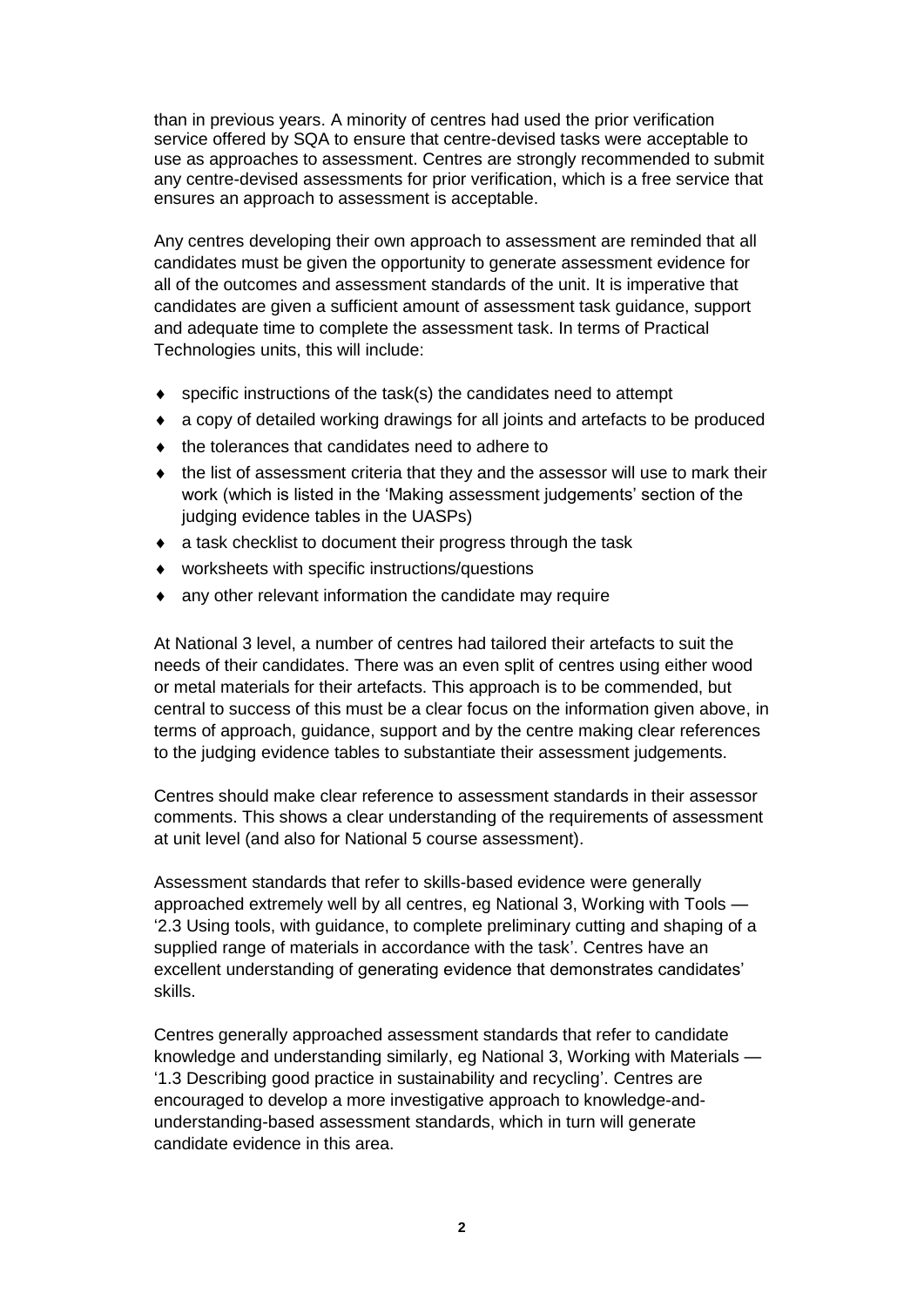than in previous years. A minority of centres had used the prior verification service offered by SQA to ensure that centre-devised tasks were acceptable to use as approaches to assessment. Centres are strongly recommended to submit any centre-devised assessments for prior verification, which is a free service that ensures an approach to assessment is acceptable.

Any centres developing their own approach to assessment are reminded that all candidates must be given the opportunity to generate assessment evidence for all of the outcomes and assessment standards of the unit. It is imperative that candidates are given a sufficient amount of assessment task guidance, support and adequate time to complete the assessment task. In terms of Practical Technologies units, this will include:

- specific instructions of the task(s) the candidates need to attempt
- a copy of detailed working drawings for all joints and artefacts to be produced
- the tolerances that candidates need to adhere to
- the list of assessment criteria that they and the assessor will use to mark their work (which is listed in the 'Making assessment judgements' section of the judging evidence tables in the UASPs)
- a task checklist to document their progress through the task
- worksheets with specific instructions/questions
- any other relevant information the candidate may require

At National 3 level, a number of centres had tailored their artefacts to suit the needs of their candidates. There was an even split of centres using either wood or metal materials for their artefacts. This approach is to be commended, but central to success of this must be a clear focus on the information given above, in terms of approach, guidance, support and by the centre making clear references to the judging evidence tables to substantiate their assessment judgements.

Centres should make clear reference to assessment standards in their assessor comments. This shows a clear understanding of the requirements of assessment at unit level (and also for National 5 course assessment).

Assessment standards that refer to skills-based evidence were generally approached extremely well by all centres, eg National 3, Working with Tools — '2.3 Using tools, with guidance, to complete preliminary cutting and shaping of a supplied range of materials in accordance with the task'. Centres have an excellent understanding of generating evidence that demonstrates candidates' skills.

Centres generally approached assessment standards that refer to candidate knowledge and understanding similarly, eg National 3, Working with Materials — '1.3 Describing good practice in sustainability and recycling'. Centres are encouraged to develop a more investigative approach to knowledge-and-understanding-based assessment standards, which in turn will generate candidate evidence in this area.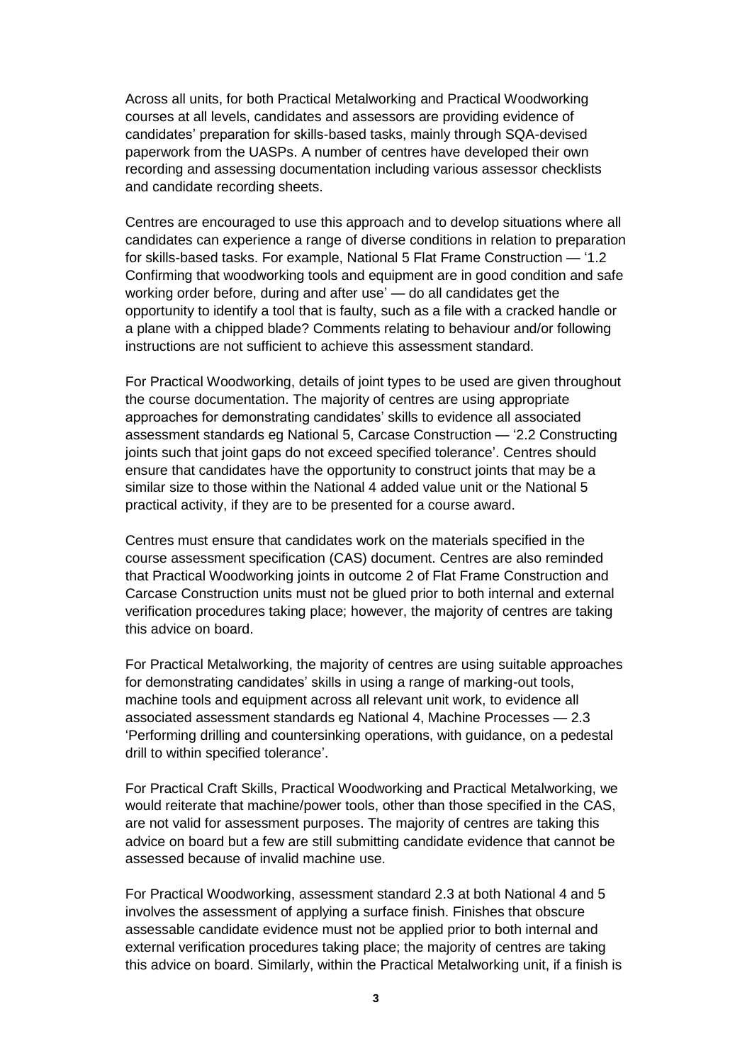Across all units, for both Practical Metalworking and Practical Woodworking courses at all levels, candidates and assessors are providing evidence of candidates' preparation for skills-based tasks, mainly through SQA-devised paperwork from the UASPs. A number of centres have developed their own recording and assessing documentation including various assessor checklists and candidate recording sheets.

Centres are encouraged to use this approach and to develop situations where all candidates can experience a range of diverse conditions in relation to preparation for skills-based tasks. For example, National 5 Flat Frame Construction — '1.2 Confirming that woodworking tools and equipment are in good condition and safe working order before, during and after use' — do all candidates get the opportunity to identify a tool that is faulty, such as a file with a cracked handle or a plane with a chipped blade? Comments relating to behaviour and/or following instructions are not sufficient to achieve this assessment standard.

For Practical Woodworking, details of joint types to be used are given throughout the course documentation. The majority of centres are using appropriate approaches for demonstrating candidates' skills to evidence all associated assessment standards eg National 5, Carcase Construction — '2.2 Constructing joints such that joint gaps do not exceed specified tolerance'. Centres should ensure that candidates have the opportunity to construct joints that may be a similar size to those within the National 4 added value unit or the National 5 practical activity, if they are to be presented for a course award.

Centres must ensure that candidates work on the materials specified in the course assessment specification (CAS) document. Centres are also reminded that Practical Woodworking joints in outcome 2 of Flat Frame Construction and Carcase Construction units must not be glued prior to both internal and external verification procedures taking place; however, the majority of centres are taking this advice on board.

For Practical Metalworking, the majority of centres are using suitable approaches for demonstrating candidates' skills in using a range of marking-out tools, machine tools and equipment across all relevant unit work, to evidence all associated assessment standards eg National 4, Machine Processes — 2.3 'Performing drilling and countersinking operations, with guidance, on a pedestal drill to within specified tolerance'.

For Practical Craft Skills, Practical Woodworking and Practical Metalworking, we would reiterate that machine/power tools, other than those specified in the CAS, are not valid for assessment purposes. The majority of centres are taking this advice on board but a few are still submitting candidate evidence that cannot be assessed because of invalid machine use.

For Practical Woodworking, assessment standard 2.3 at both National 4 and 5 involves the assessment of applying a surface finish. Finishes that obscure assessable candidate evidence must not be applied prior to both internal and external verification procedures taking place; the majority of centres are taking this advice on board. Similarly, within the Practical Metalworking unit, if a finish is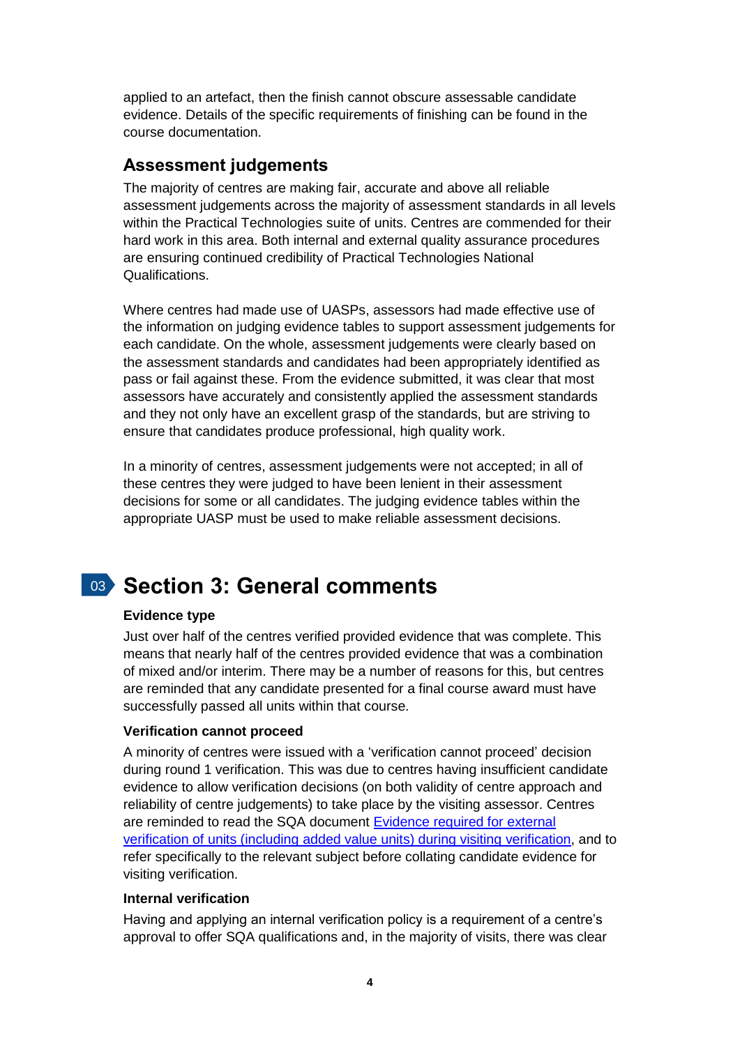applied to an artefact, then the finish cannot obscure assessable candidate evidence. Details of the specific requirements of finishing can be found in the course documentation.

## Assessment judgements

The majority of centres are making fair, accurate and above all reliable assessment judgements across the majority of assessment standards in all levels within the Practical Technologies suite of units. Centres are commended for their hard work in this area. Both internal and external quality assurance procedures are ensuring continued credibility of Practical Technologies National Qualifications.

Where centres had made use of UASPs, assessors had made effective use of the information on judging evidence tables to support assessment judgements for each candidate. On the whole, assessment judgements were clearly based on the assessment standards and candidates had been appropriately identified as pass or fail against these. From the evidence submitted, it was clear that most assessors have accurately and consistently applied the assessment standards and they not only have an excellent grasp of the standards, but are striving to ensure that candidates produce professional, high quality work.

In a minority of centres, assessment judgements were not accepted; in all of these centres they were judged to have been lenient in their assessment decisions for some or all candidates. The judging evidence tables within the appropriate UASP must be used to make reliable assessment decisions.

# Section 3: General comments

### Evidence type

Just over half of the centres verified provided evidence that was complete. This means that nearly half of the centres provided evidence that was a combination of mixed and/or interim. There may be a number of reasons for this, but centres are reminded that any candidate presented for a final course award must have successfully passed all units within that course.

### Verification cannot proceed

A minority of centres were issued with a 'verification cannot proceed' decision during round 1 verification. This was due to centres having insufficient candidate evidence to allow verification decisions (on both validity of centre approach and reliability of centre judgements) to take place by the visiting assessor. Centres are reminded to read the SQA document Evidence required for external verification of units (including added value units) during visiting verification, and to refer specifically to the relevant subject before collating candidate evidence for visiting verification.

### Internal verification

Having and applying an internal verification policy is a requirement of a centre's approval to offer SQA qualifications and, in the majority of visits, there was clear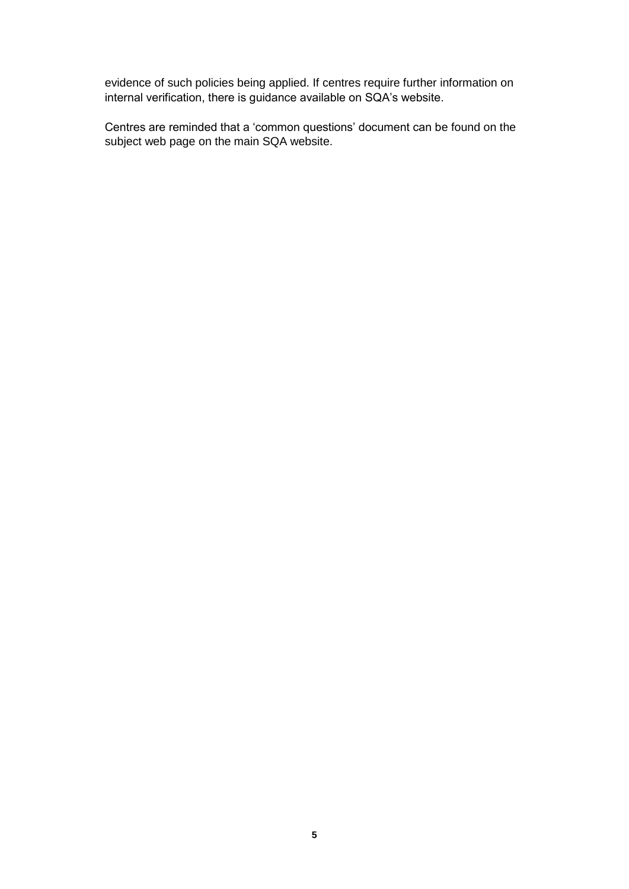evidence of such policies being applied. If centres require further information on internal verification, there is guidance available on SQA's website.

Centres are reminded that a 'common questions' document can be found on the subject web page on the main SQA website.